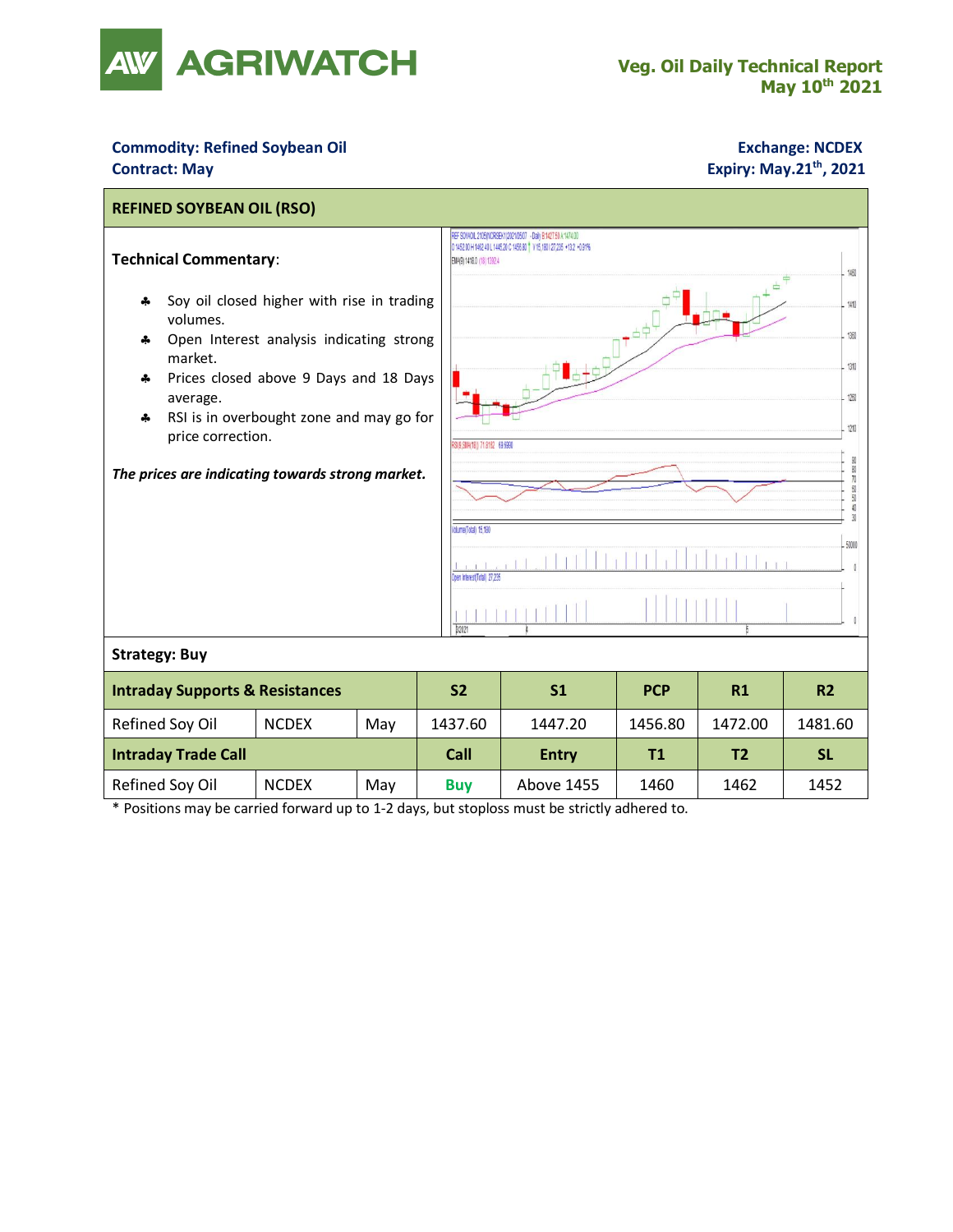# AGRIWATCH

**Veg. Oil Daily Technical Report**
**May 10th 2021**

**Commodity: Refined Soybean Oil**
**Contract: May**

**Exchange: NCDEX**
**Expiry: May.21st, 2021**

## REFINED SOYBEAN OIL (RSO)

**Technical Commentary**:

- Soy oil closed higher with rise in trading volumes.
- Open Interest analysis indicating strong market.
- Prices closed above 9 Days and 18 Days average.
- RSI is in overbought zone and may go for price correction.

***The prices are indicating towards strong market.***

REF.SOYAOIL 2105(NCRSEK1)2021/05/07 - Daily B:1427.50 A:1474.00
O 1452.00 H 1462.40 L 1445.20 C 1456.80 V 15,180 I 27,235 +13.2 +0.91%
EMA(9) 1418.0 (18) 1392.4
1460
1410
1360
1310
1260
1210
RSI(9,SMA(18)) 71.8132 68.6990
90
80
70
60
50
40
30
Volume(Total) 15,180
50000
0
Open Interest(Total) 27,235
0
3/2021
4
5

**Strategy: Buy**

| **Intraday Supports & Resistances** | | | **S2** | **S1** | **PCP** | **R1** | **R2** |
|---|---|---|---|---|---|---|---|
| Refined Soy Oil | NCDEX | May | 1437.60 | 1447.20 | 1456.80 | 1472.00 | 1481.60 |
| **Intraday Trade Call** | | | **Call** | **Entry** | **T1** | **T2** | **SL** |
| Refined Soy Oil | NCDEX | May | Buy | Above 1455 | 1460 | 1462 | 1452 |

\* Positions may be carried forward up to 1-2 days, but stoploss must be strictly adhered to.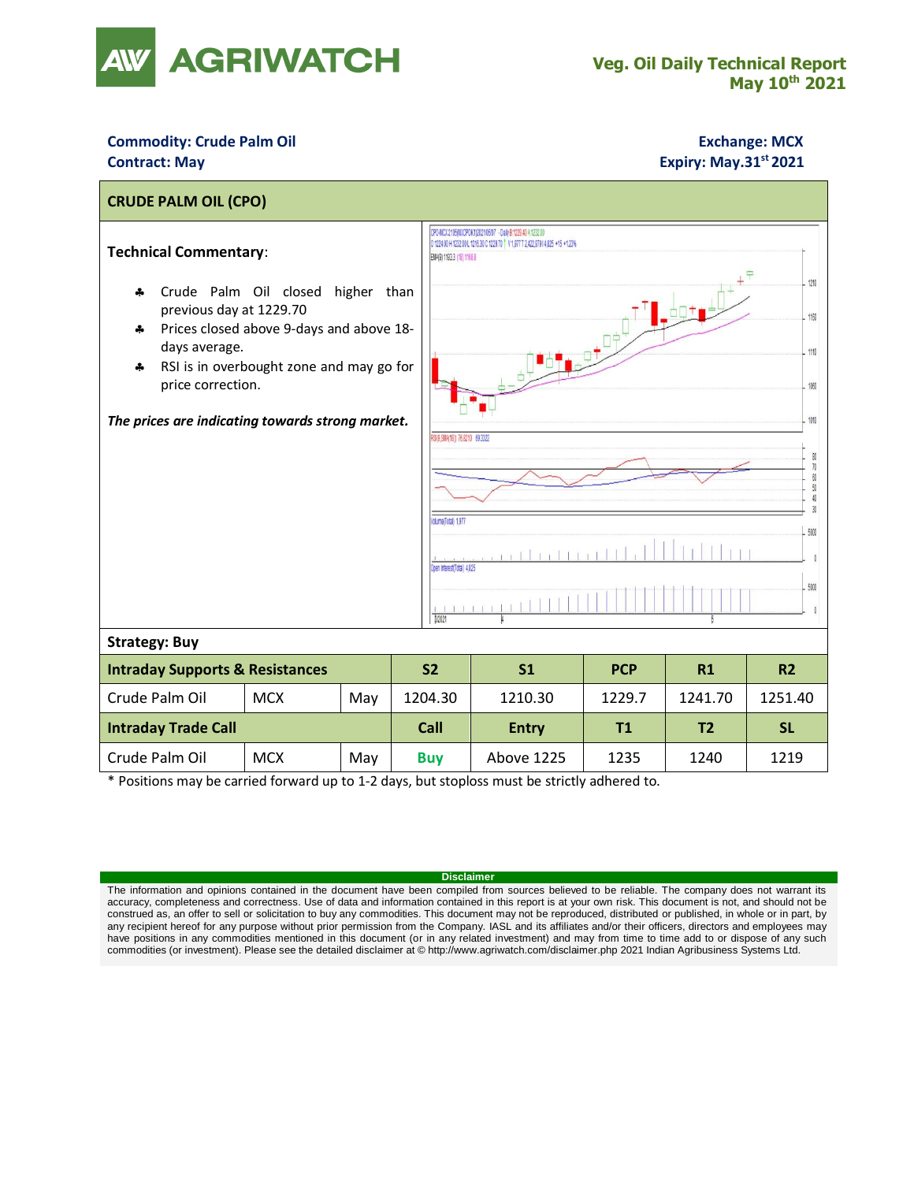# AGRIWATCH

**Veg. Oil Daily Technical Report**
**May 10th 2021**

**Commodity: Crude Palm Oil**
**Contract: May**

**Exchange: MCX**
**Expiry: May.31st 2021**

## CRUDE PALM OIL (CPO)

**Technical Commentary**:

- Crude Palm Oil closed higher than previous day at 1229.70
- Prices closed above 9-days and above 18-days average.
- RSI is in overbought zone and may go for price correction.

***The prices are indicating towards strong market.***

**Strategy: Buy**

| Intraday Supports & Resistances | | | S2 | S1 | PCP | R1 | R2 |
|---|---|---|---|---|---|---|---|
| Crude Palm Oil | MCX | May | 1204.30 | 1210.30 | 1229.7 | 1241.70 | 1251.40 |
| **Intraday Trade Call** | | | **Call** | **Entry** | **T1** | **T2** | **SL** |
| Crude Palm Oil | MCX | May | **Buy** | Above 1225 | 1235 | 1240 | 1219 |

\* Positions may be carried forward up to 1-2 days, but stoploss must be strictly adhered to.

**Disclaimer**

The information and opinions contained in the document have been compiled from sources believed to be reliable. The company does not warrant its accuracy, completeness and correctness. Use of data and information contained in this report is at your own risk. This document is not, and should not be construed as, an offer to sell or solicitation to buy any commodities. This document may not be reproduced, distributed or published, in whole or in part, by any recipient hereof for any purpose without prior permission from the Company. IASL and its affiliates and/or their officers, directors and employees may have positions in any commodities mentioned in this document (or in any related investment) and may from time to time add to or dispose of any such commodities (or investment). Please see the detailed disclaimer at © http://www.agriwatch.com/disclaimer.php 2021 Indian Agribusiness Systems Ltd.